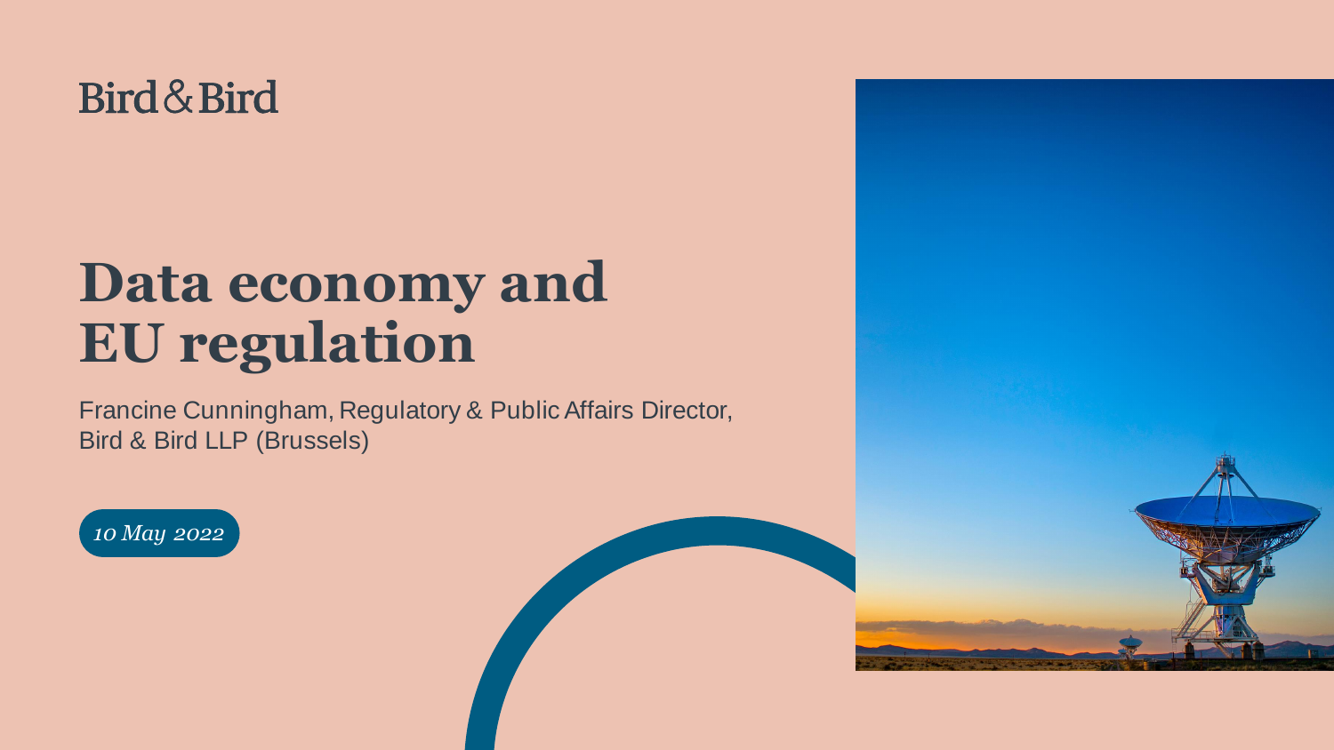Bird & Bird

# Data economy and EU regulation

Francine Cunningham, Regulatory & Public Affairs Director, Bird & Bird LLP (Brussels)

*10 May 2022*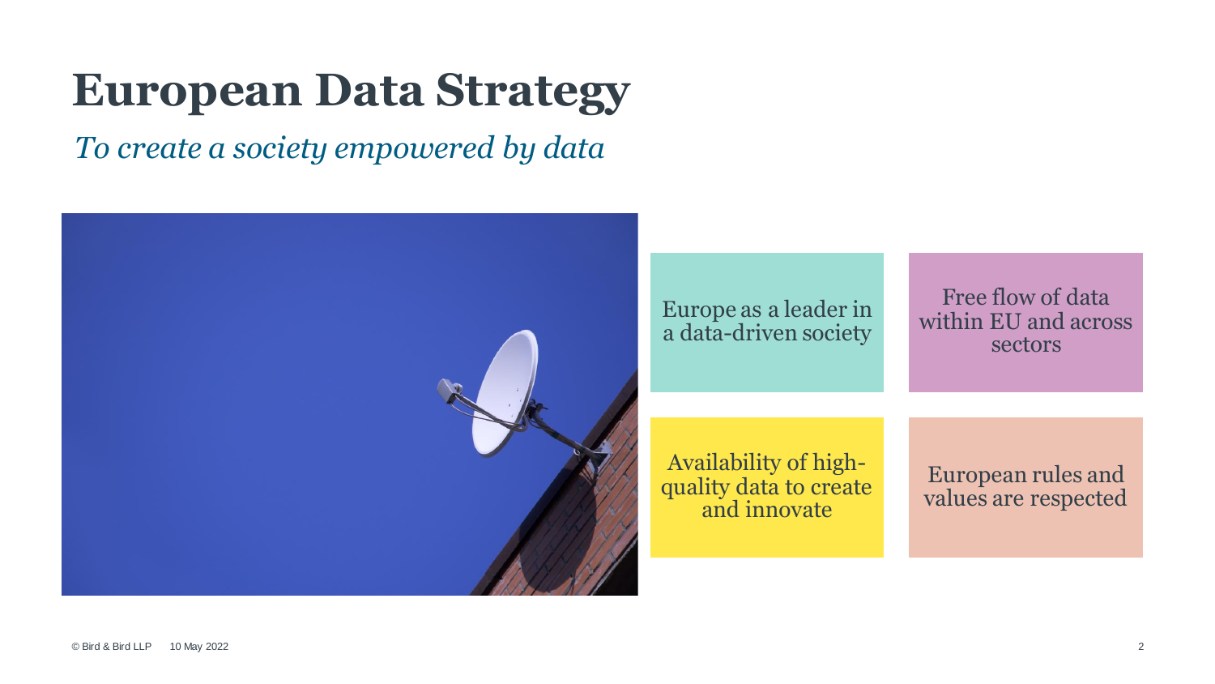# European Data Strategy

*To create a society empowered by data*

- Europe as a leader in a data-driven society
- Free flow of data within EU and across sectors
- Availability of high-quality data to create and innovate
- European rules and values are respected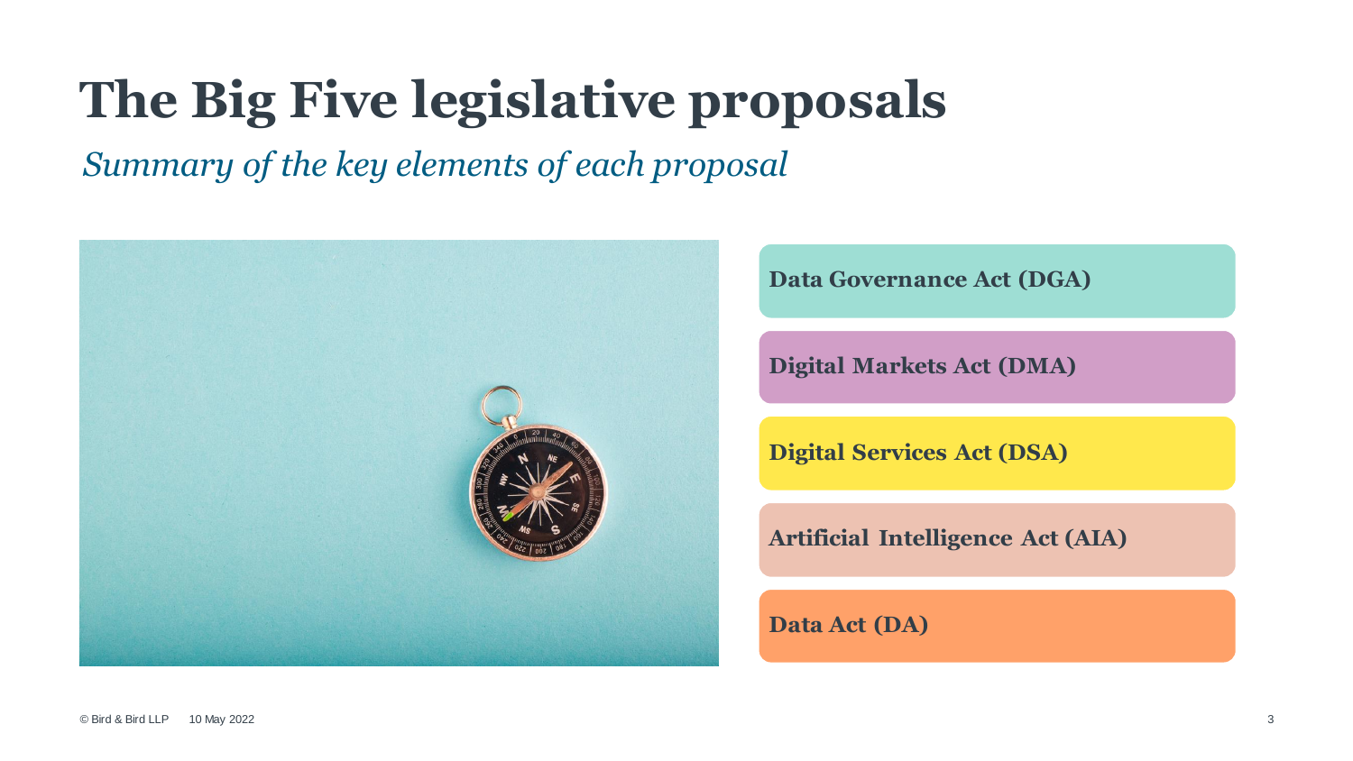# The Big Five legislative proposals

*Summary of the key elements of each proposal*

- **Data Governance Act (DGA)**
- **Digital Markets Act (DMA)**
- **Digital Services Act (DSA)**
- **Artificial Intelligence Act (AIA)**
- **Data Act (DA)**

© Bird & Bird LLP 10 May 2022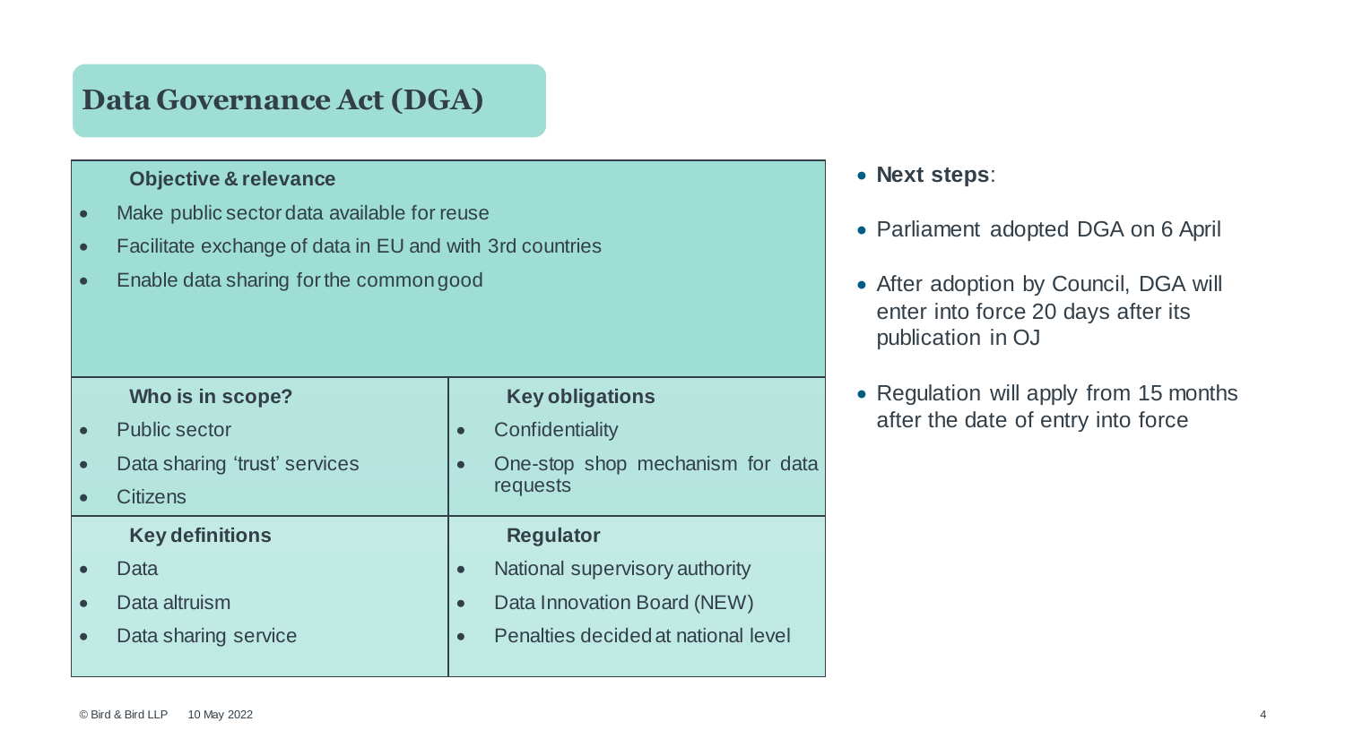# Data Governance Act (DGA)

**Objective & relevance**

- Make public sector data available for reuse
- Facilitate exchange of data in EU and with 3rd countries
- Enable data sharing for the common good

| **Who is in scope?** | **Key obligations** |
| --- | --- |
| • Public sector<br>• Data sharing 'trust' services<br>• Citizens | • Confidentiality<br>• One-stop shop mechanism for data requests |
| **Key definitions** | **Regulator** |
| • Data<br>• Data altruism<br>• Data sharing service | • National supervisory authority<br>• Data Innovation Board (NEW)<br>• Penalties decided at national level |

- **Next steps**:
- Parliament adopted DGA on 6 April
- After adoption by Council, DGA will enter into force 20 days after its publication in OJ
- Regulation will apply from 15 months after the date of entry into force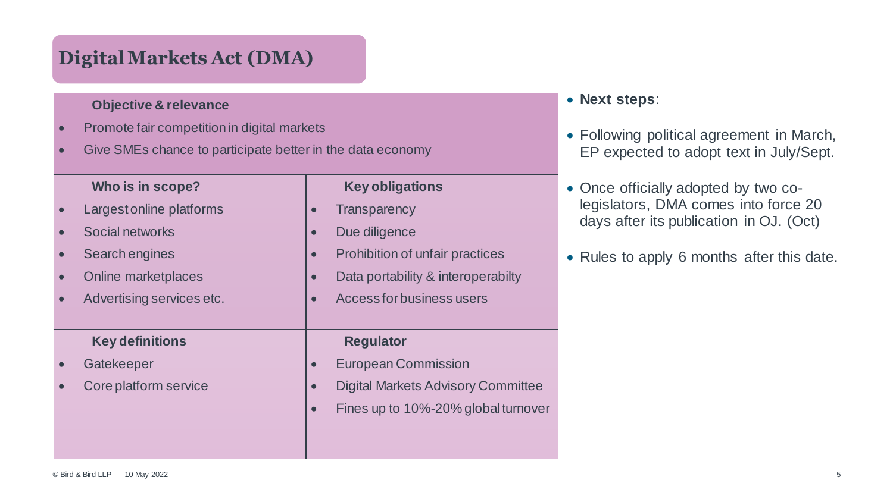# Digital Markets Act (DMA)

**Objective & relevance**

- Promote fair competition in digital markets
- Give SMEs chance to participate better in the data economy

**Who is in scope?**

- Largest online platforms
- Social networks
- Search engines
- Online marketplaces
- Advertising services etc.

**Key obligations**

- Transparency
- Due diligence
- Prohibition of unfair practices
- Data portability & interoperabilty
- Access for business users

**Key definitions**

- Gatekeeper
- Core platform service

**Regulator**

- European Commission
- Digital Markets Advisory Committee
- Fines up to 10%-20% global turnover

- **Next steps**:
- Following political agreement in March, EP expected to adopt text in July/Sept.
- Once officially adopted by two co-legislators, DMA comes into force 20 days after its publication in OJ. (Oct)
- Rules to apply 6 months after this date.

© Bird & Bird LLP 10 May 2022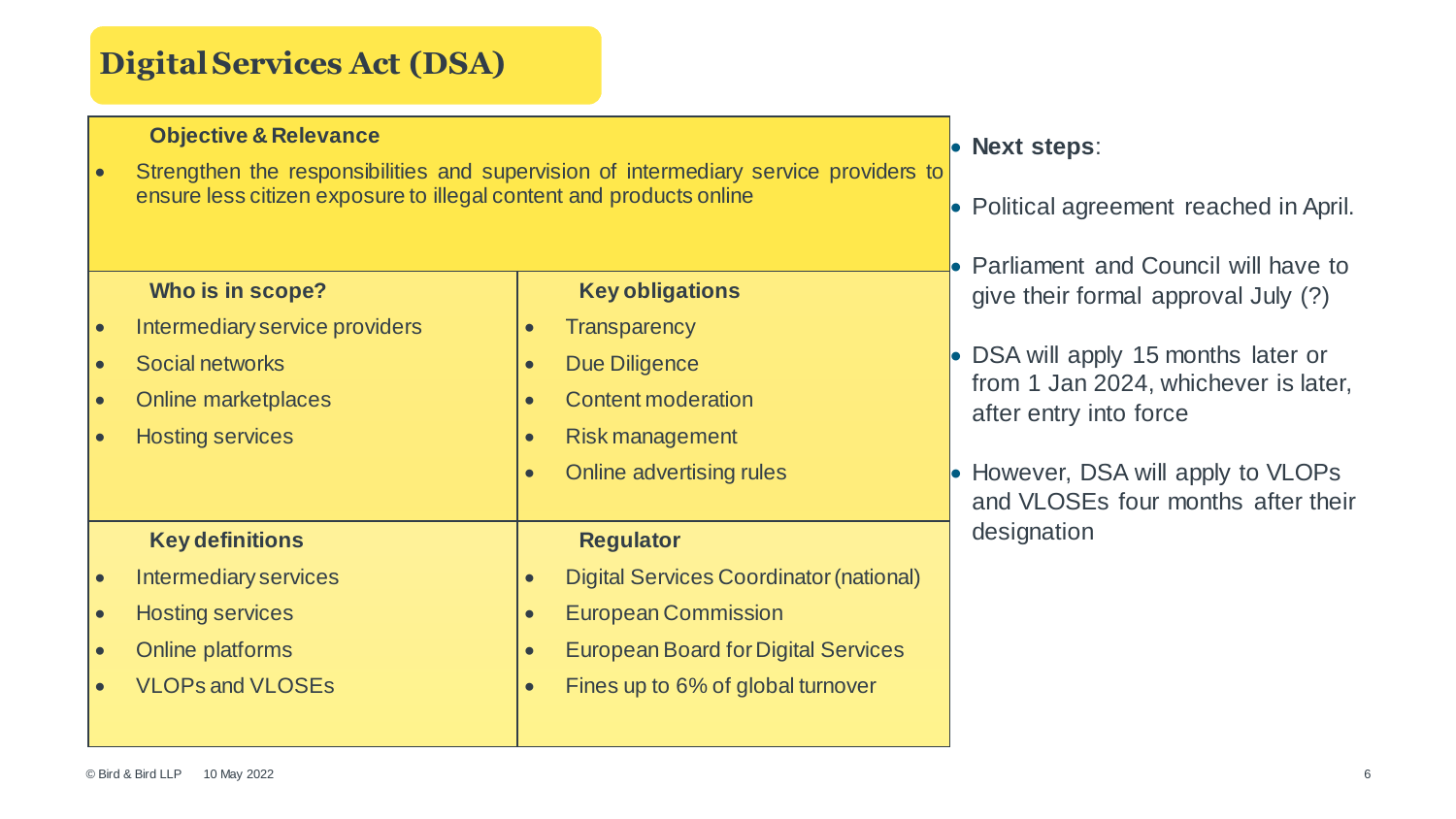# Digital Services Act (DSA)

### Objective & Relevance

- Strengthen the responsibilities and supervision of intermediary service providers to ensure less citizen exposure to illegal content and products online

### Who is in scope?

- Intermediary service providers
- Social networks
- Online marketplaces
- Hosting services

### Key obligations

- Transparency
- Due Diligence
- Content moderation
- Risk management
- Online advertising rules

### Key definitions

- Intermediary services
- Hosting services
- Online platforms
- VLOPs and VLOSEs

### Regulator

- Digital Services Coordinator (national)
- European Commission
- European Board for Digital Services
- Fines up to 6% of global turnover

---

- **Next steps**:
- Political agreement reached in April.
- Parliament and Council will have to give their formal approval July (?)
- DSA will apply 15 months later or from 1 Jan 2024, whichever is later, after entry into force
- However, DSA will apply to VLOPs and VLOSEs four months after their designation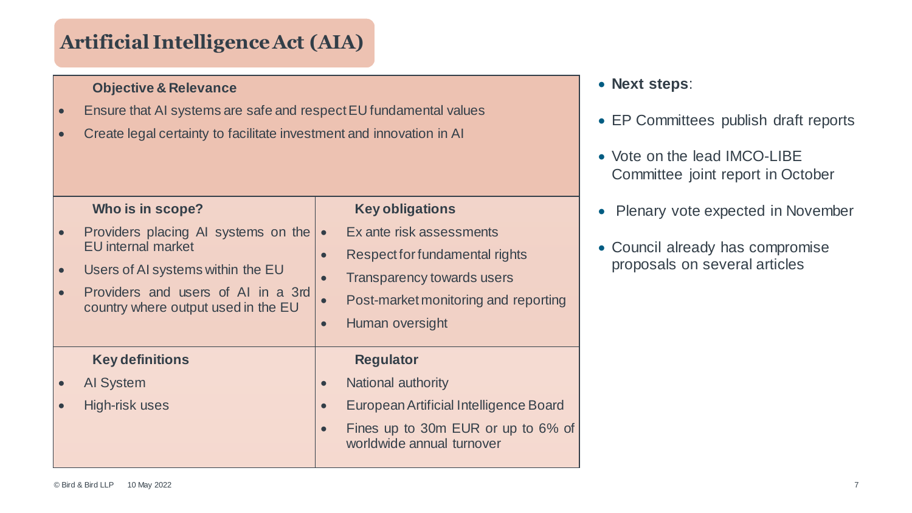# Artificial Intelligence Act (AIA)

**Objective & Relevance**

- Ensure that AI systems are safe and respect EU fundamental values
- Create legal certainty to facilitate investment and innovation in AI

**Who is in scope?**

- Providers placing AI systems on the EU internal market
- Users of AI systems within the EU
- Providers and users of AI in a 3rd country where output used in the EU

**Key obligations**

- Ex ante risk assessments
- Respect for fundamental rights
- Transparency towards users
- Post-market monitoring and reporting
- Human oversight

**Key definitions**

- AI System
- High-risk uses

**Regulator**

- National authority
- European Artificial Intelligence Board
- Fines up to 30m EUR or up to 6% of worldwide annual turnover

- **Next steps**:
- EP Committees publish draft reports
- Vote on the lead IMCO-LIBE Committee joint report in October
- Plenary vote expected in November
- Council already has compromise proposals on several articles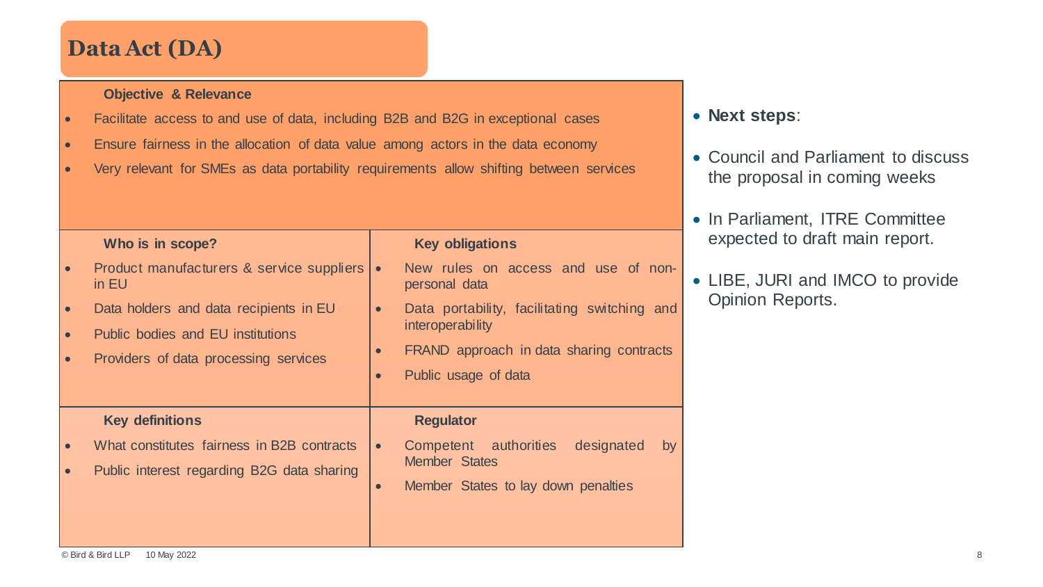# Data Act (DA)

### Objective & Relevance

- Facilitate access to and use of data, including B2B and B2G in exceptional cases
- Ensure fairness in the allocation of data value among actors in the data economy
- Very relevant for SMEs as data portability requirements allow shifting between services

### Who is in scope?

- Product manufacturers & service suppliers in EU
- Data holders and data recipients in EU
- Public bodies and EU institutions
- Providers of data processing services

### Key obligations

- New rules on access and use of non-personal data
- Data portability, facilitating switching and interoperability
- FRAND approach in data sharing contracts
- Public usage of data

### Key definitions

- What constitutes fairness in B2B contracts
- Public interest regarding B2G data sharing

### Regulator

- Competent authorities designated by Member States
- Member States to lay down penalties

- **Next steps**:
- Council and Parliament to discuss the proposal in coming weeks
- In Parliament, ITRE Committee expected to draft main report.
- LIBE, JURI and IMCO to provide Opinion Reports.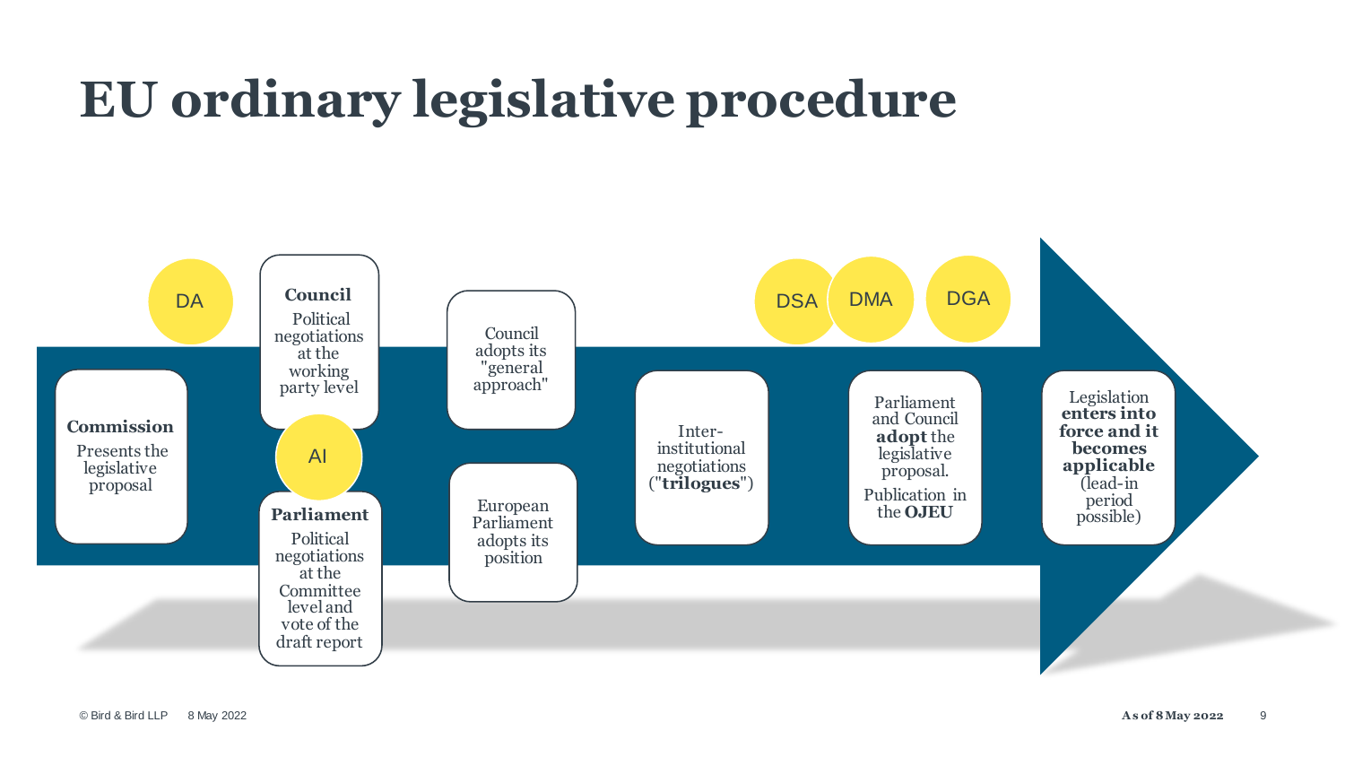# EU ordinary legislative procedure

DA

**Commission**

Presents the legislative proposal

**Council**

Political negotiations at the working party level

AI

**Parliament**

Political negotiations at the Committee level and vote of the draft report

Council adopts its "general approach"

European Parliament adopts its position

Inter-institutional negotiations ("**trilogues**")

DSA DMA

Parliament and Council **adopt** the legislative proposal.

Publication in the **OJEU**

DGA

Legislation **enters into force and it becomes applicable** (lead-in period possible)

As of 8 May 2022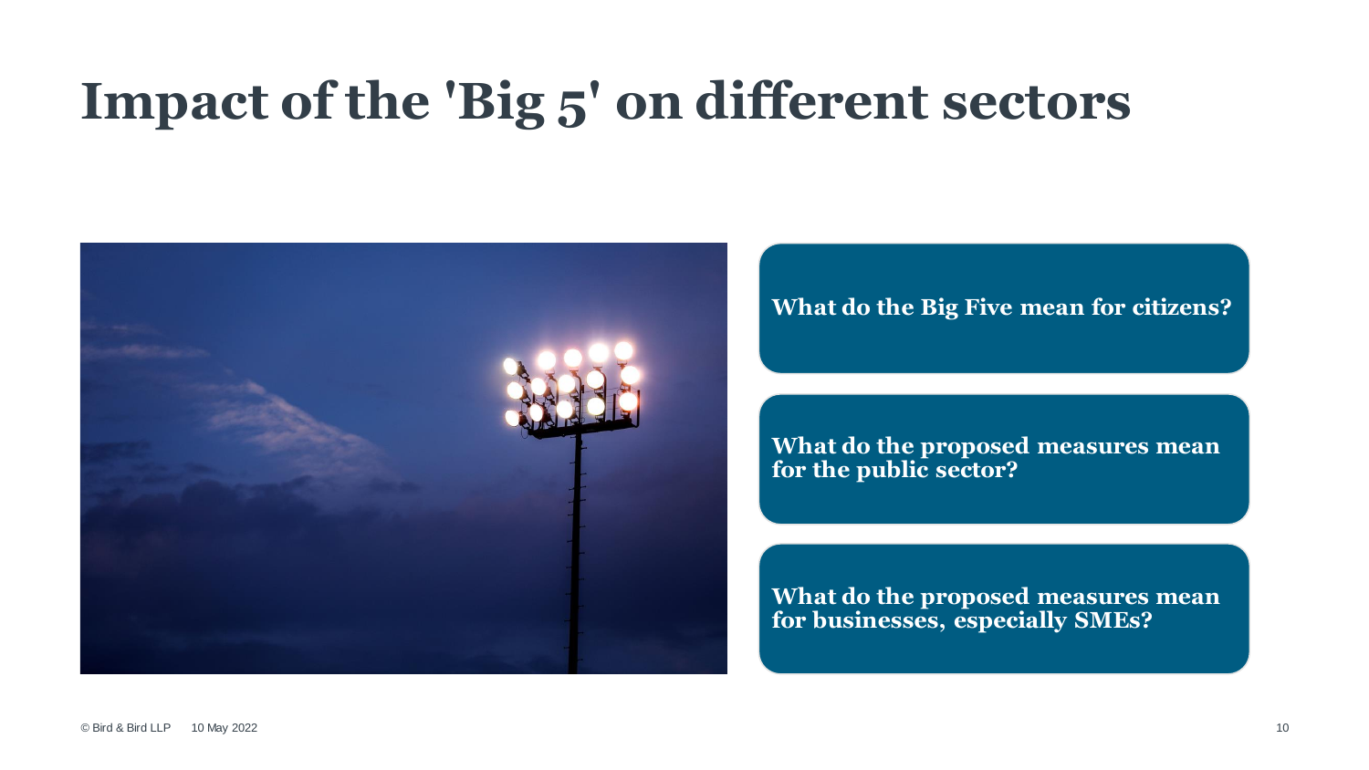# Impact of the 'Big 5' on different sectors

**What do the Big Five mean for citizens?**

**What do the proposed measures mean for the public sector?**

**What do the proposed measures mean for businesses, especially SMEs?**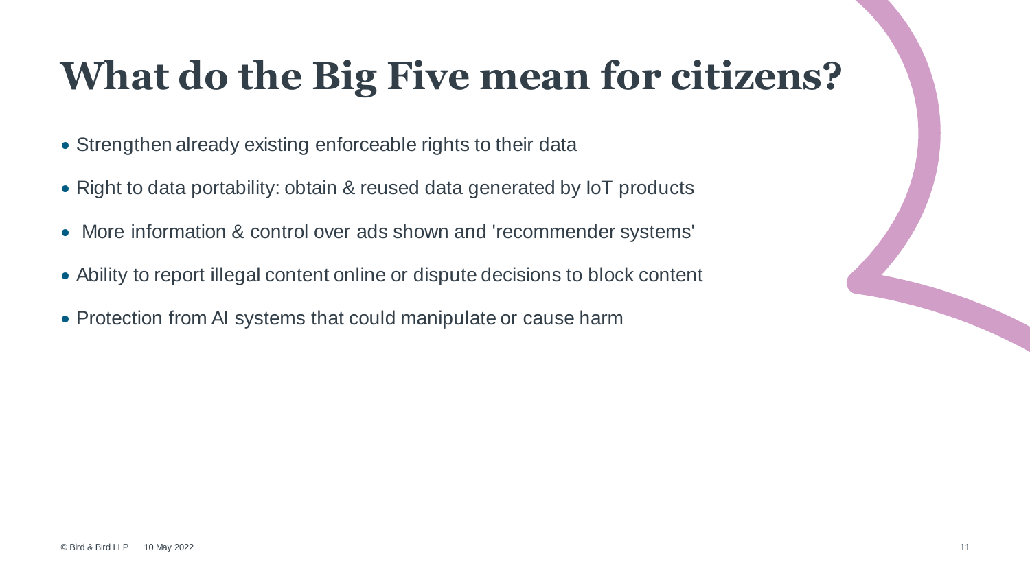# What do the Big Five mean for citizens?

- Strengthen already existing enforceable rights to their data
- Right to data portability: obtain & reused data generated by IoT products
- More information & control over ads shown and 'recommender systems'
- Ability to report illegal content online or dispute decisions to block content
- Protection from AI systems that could manipulate or cause harm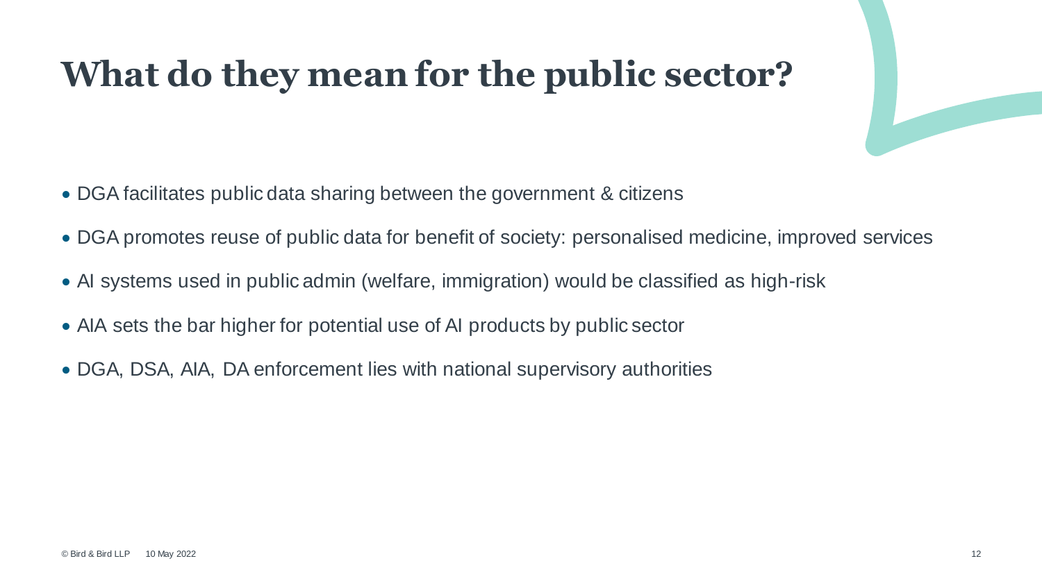# What do they mean for the public sector?

- DGA facilitates public data sharing between the government & citizens
- DGA promotes reuse of public data for benefit of society: personalised medicine, improved services
- AI systems used in public admin (welfare, immigration) would be classified as high-risk
- AIA sets the bar higher for potential use of AI products by public sector
- DGA, DSA, AIA, DA enforcement lies with national supervisory authorities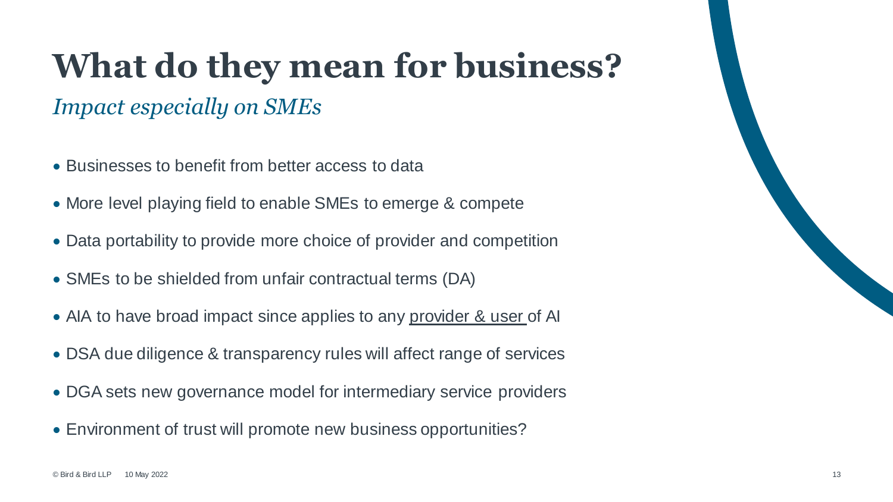# What do they mean for business?

*Impact especially on SMEs*

- Businesses to benefit from better access to data
- More level playing field to enable SMEs to emerge & compete
- Data portability to provide more choice of provider and competition
- SMEs to be shielded from unfair contractual terms (DA)
- AIA to have broad impact since applies to any <u>provider & user</u> of AI
- DSA due diligence & transparency rules will affect range of services
- DGA sets new governance model for intermediary service providers
- Environment of trust will promote new business opportunities?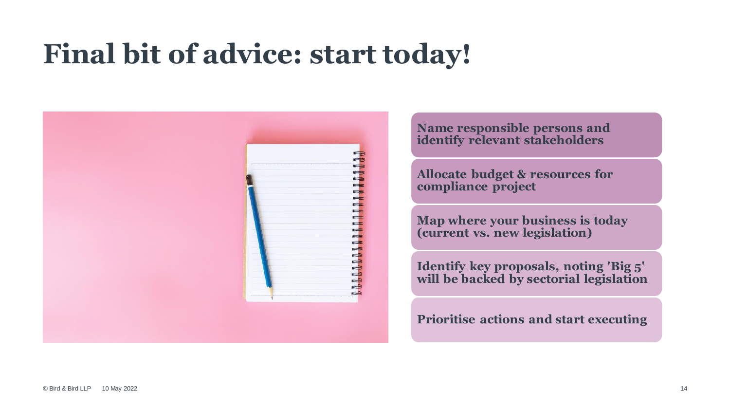# Final bit of advice: start today!

- **Name responsible persons and identify relevant stakeholders**
- **Allocate budget & resources for compliance project**
- **Map where your business is today (current vs. new legislation)**
- **Identify key proposals, noting 'Big 5' will be backed by sectorial legislation**
- **Prioritise actions and start executing**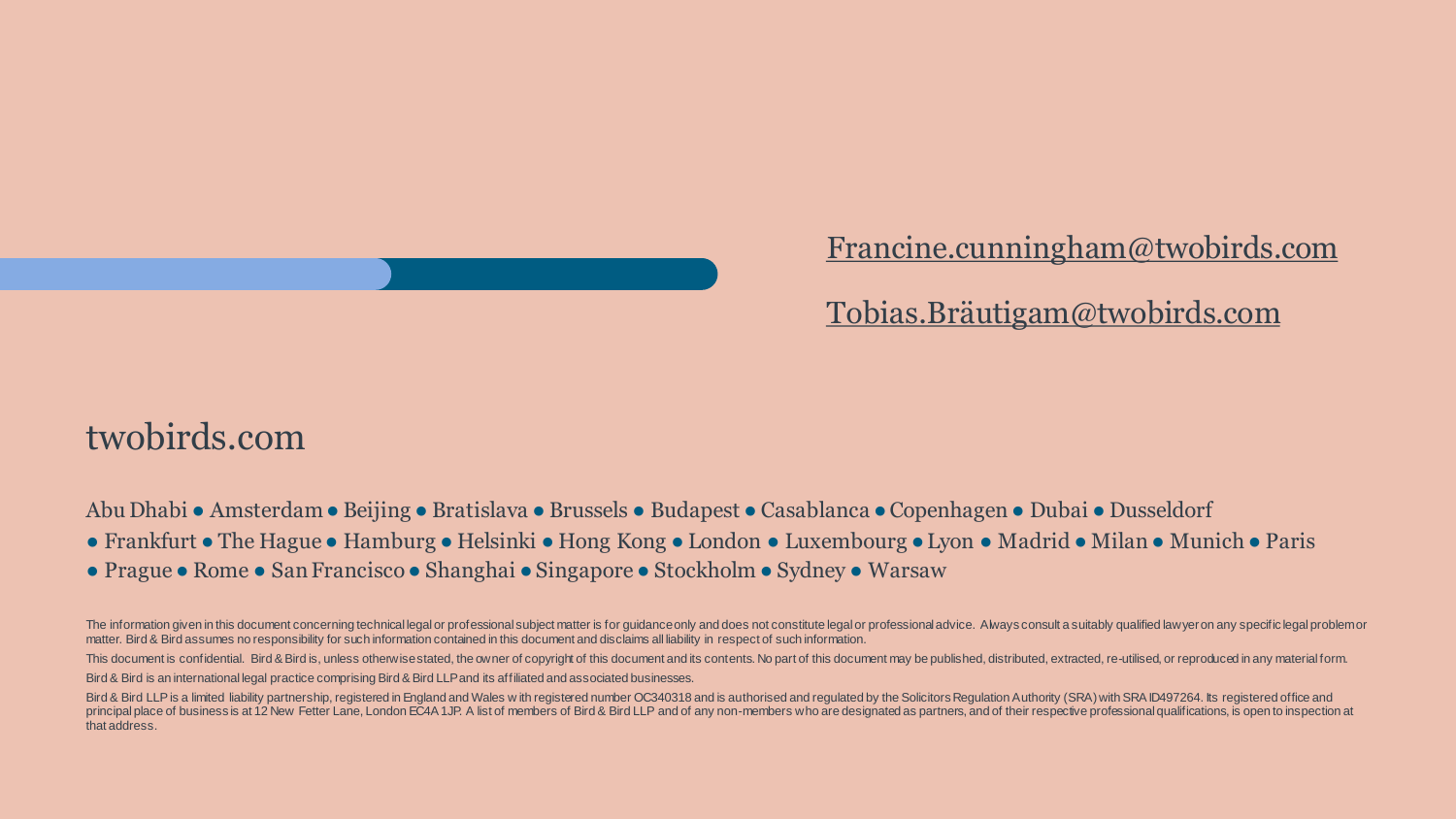Francine.cunningham@twobirds.com

Tobias.Bräutigam@twobirds.com

twobirds.com

Abu Dhabi ● Amsterdam ● Beijing ● Bratislava ● Brussels ● Budapest ● Casablanca ● Copenhagen ● Dubai ● Dusseldorf ● Frankfurt ● The Hague ● Hamburg ● Helsinki ● Hong Kong ● London ● Luxembourg ● Lyon ● Madrid ● Milan ● Munich ● Paris ● Prague ● Rome ● San Francisco ● Shanghai ● Singapore ● Stockholm ● Sydney ● Warsaw

The information given in this document concerning technical legal or professional subject matter is for guidance only and does not constitute legal or professional advice. Always consult a suitably qualified lawyer on any specific legal problem or matter. Bird & Bird assumes no responsibility for such information contained in this document and disclaims all liability in respect of such information.

This document is confidential. Bird & Bird is, unless otherwise stated, the owner of copyright of this document and its contents. No part of this document may be published, distributed, extracted, re-utilised, or reproduced in any material form.

Bird & Bird is an international legal practice comprising Bird & Bird LLP and its affiliated and associated businesses.

Bird & Bird LLP is a limited liability partnership, registered in England and Wales with registered number OC340318 and is authorised and regulated by the Solicitors Regulation Authority (SRA) with SRA ID497264. Its registered office and principal place of business is at 12 New Fetter Lane, London EC4A 1JP. A list of members of Bird & Bird LLP and of any non-members who are designated as partners, and of their respective professional qualifications, is open to inspection at that address.